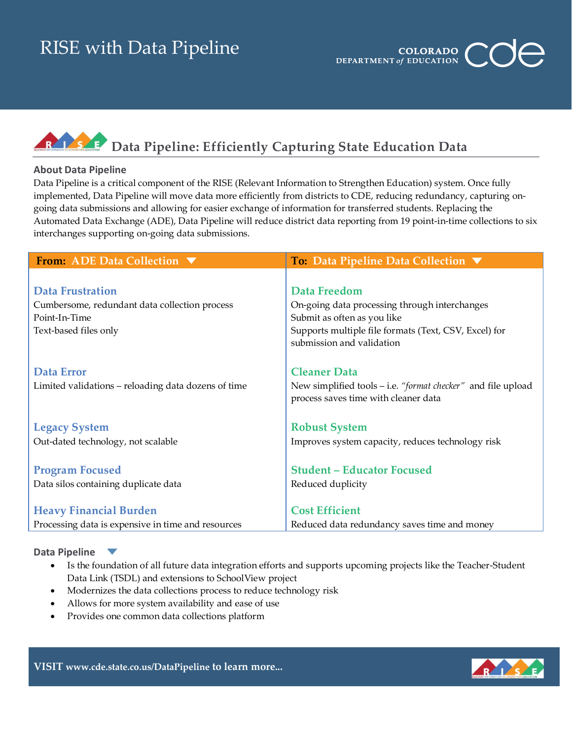# RISE with Data Pipeline

COLORADO DEPARTMENT *of* EDUCATION

## Data Pipeline: Efficiently Capturing State Education Data

**About Data Pipeline**

Data Pipeline is a critical component of the RISE (Relevant Information to Strengthen Education) system. Once fully implemented, Data Pipeline will move data more efficiently from districts to CDE, reducing redundancy, capturing on-going data submissions and allowing for easier exchange of information for transferred students. Replacing the Automated Data Exchange (ADE), Data Pipeline will reduce district data reporting from 19 point-in-time collections to six interchanges supporting on-going data submissions.

| From: ADE Data Collection | To: Data Pipeline Data Collection |
|---|---|
| **Data Frustration**<br>Cumbersome, redundant data collection process<br>Point-In-Time<br>Text-based files only | **Data Freedom**<br>On-going data processing through interchanges<br>Submit as often as you like<br>Supports multiple file formats (Text, CSV, Excel) for submission and validation |
| **Data Error**<br>Limited validations – reloading data dozens of time | **Cleaner Data**<br>New simplified tools – i.e. *"format checker"* and file upload process saves time with cleaner data |
| **Legacy System**<br>Out-dated technology, not scalable | **Robust System**<br>Improves system capacity, reduces technology risk |
| **Program Focused**<br>Data silos containing duplicate data | **Student – Educator Focused**<br>Reduced duplicity |
| **Heavy Financial Burden**<br>Processing data is expensive in time and resources | **Cost Efficient**<br>Reduced data redundancy saves time and money |

**Data Pipeline**

- Is the foundation of all future data integration efforts and supports upcoming projects like the Teacher-Student Data Link (TSDL) and extensions to SchoolView project
- Modernizes the data collections process to reduce technology risk
- Allows for more system availability and ease of use
- Provides one common data collections platform

**VISIT www.cde.state.co.us/DataPipeline to learn more...**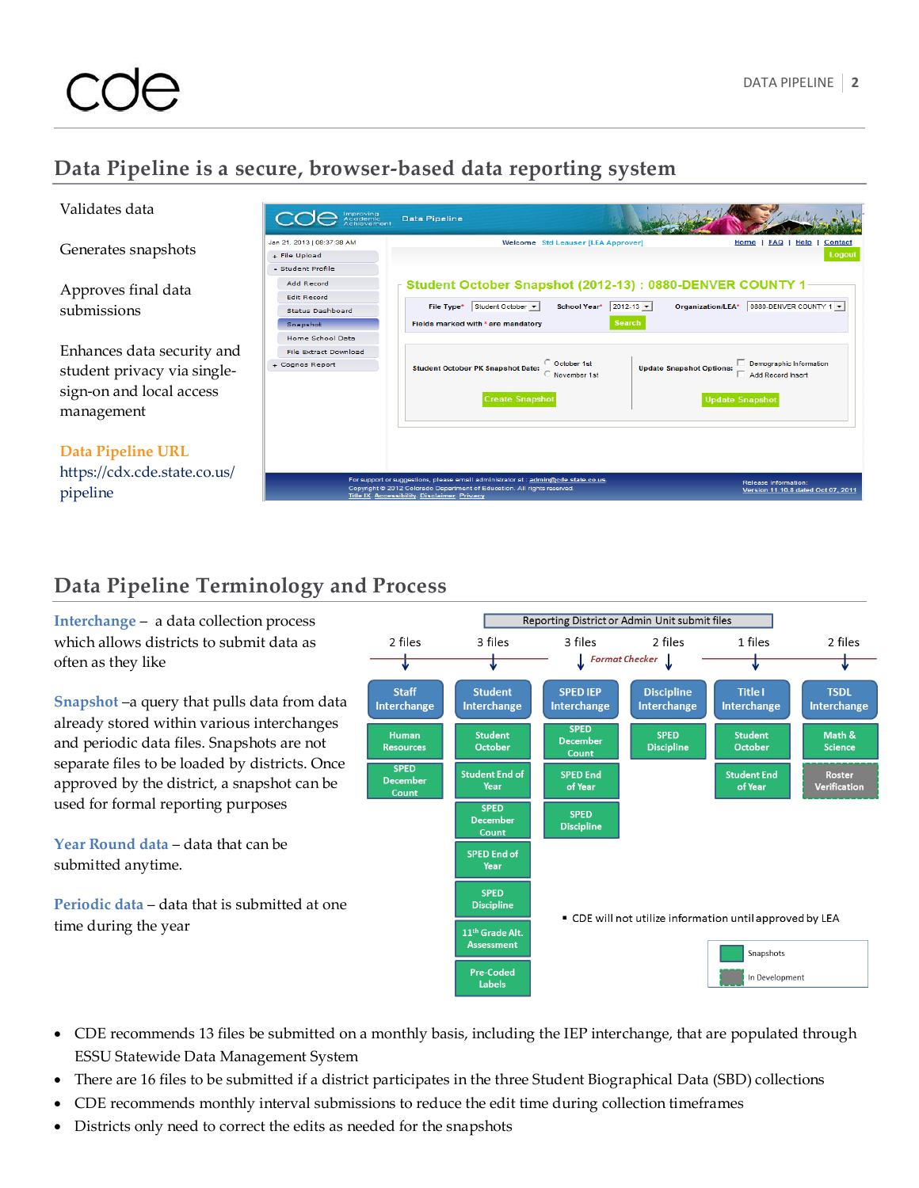## Data Pipeline is a secure, browser-based data reporting system

Validates data

Generates snapshots

Approves final data submissions

Enhances data security and student privacy via single-sign-on and local access management

**Data Pipeline URL**
https://cdx.cde.state.co.us/pipeline

## Data Pipeline Terminology and Process

**Interchange** – a data collection process which allows districts to submit data as often as they like

**Snapshot** –a query that pulls data from data already stored within various interchanges and periodic data files. Snapshots are not separate files to be loaded by districts. Once approved by the district, a snapshot can be used for formal reporting purposes

**Year Round data** – data that can be submitted anytime.

**Periodic data** – data that is submitted at one time during the year

Reporting District or Admin Unit submit files

| 2 files | 3 files | 3 files (Format Checker) | 2 files | 1 files | 2 files |
|---|---|---|---|---|---|
| Staff Interchange | Student Interchange | SPED IEP Interchange | Discipline Interchange | Title I Interchange | TSDL Interchange |
| Human Resources | Student October | SPED December Count | SPED Discipline | Student October | Math & Science |
| SPED December Count | Student End of Year | SPED End of Year | | Student End of Year | Roster Verification |
| | SPED December Count | SPED Discipline | | | |
| | SPED End of Year | | | | |
| | SPED Discipline | | | | |
| | 11th Grade Alt. Assessment | | | | |
| | Pre-Coded Labels | | | | |

- CDE will not utilize information until approved by LEA

Legend: Snapshots; In Development

- CDE recommends 13 files be submitted on a monthly basis, including the IEP interchange, that are populated through ESSU Statewide Data Management System
- There are 16 files to be submitted if a district participates in the three Student Biographical Data (SBD) collections
- CDE recommends monthly interval submissions to reduce the edit time during collection timeframes
- Districts only need to correct the edits as needed for the snapshots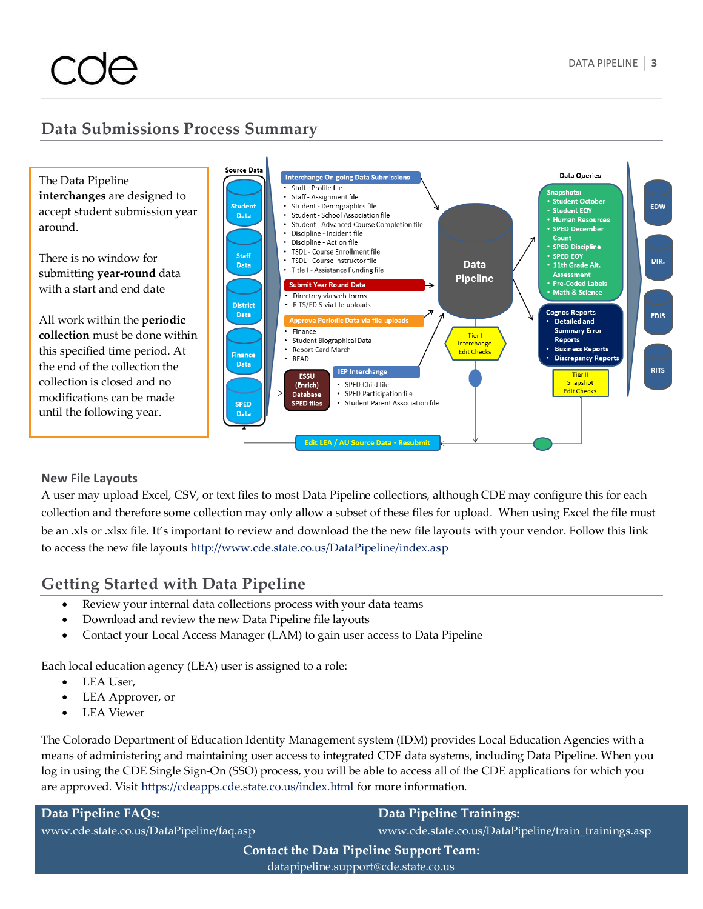## Data Submissions Process Summary

The Data Pipeline **interchanges** are designed to accept student submission year around.

There is no window for submitting **year-round** data with a start and end date

All work within the **periodic collection** must be done within this specified time period. At the end of the collection the collection is closed and no modifications can be made until the following year.

Source Data

Student Data

Staff Data

District Data

Finance Data

SPED Data

Interchange On-going Data Submissions

- Staff - Profile file
- Staff - Assignment file
- Student - Demographics file
- Student - School Association file
- Student - Advanced Course Completion file
- Discipline - Incident file
- Discipline - Action file
- TSDL - Course Enrollment file
- TSDL - Course Instructor file
- Title I - Assistance Funding file

Submit Year Round Data

- Directory via web forms
- RITS/EDIS via file uploads

Approve Periodic Data via file uploads

- Finance
- Student Biographical Data
- Report Card March
- READ

ESSU (Enrich) Database SPED files

IEP Interchange

- SPED Child file
- SPED Participation file
- Student Parent Association file

Data Pipeline

Tier I Interchange Edit Checks

Data Queries

Snapshots:

- Student October
- Student EOY
- Human Resources
- SPED December Count
- SPED Discipline
- SPED EOY
- 11th Grade Alt. Assessment
- Pre-Coded Labels
- Math & Science

Cognos Reports

- Detailed and Summary Error Reports
- Business Reports
- Discrepancy Reports

Tier II Snapshot Edit Checks

EDW

DIR.

EDIS

RITS

Edit LEA / AU Source Data - Resubmit

### New File Layouts

A user may upload Excel, CSV, or text files to most Data Pipeline collections, although CDE may configure this for each collection and therefore some collection may only allow a subset of these files for upload. When using Excel the file must be an .xls or .xlsx file. It's important to review and download the the new file layouts with your vendor. Follow this link to access the new file layouts http://www.cde.state.co.us/DataPipeline/index.asp

## Getting Started with Data Pipeline

- Review your internal data collections process with your data teams
- Download and review the new Data Pipeline file layouts
- Contact your Local Access Manager (LAM) to gain user access to Data Pipeline

Each local education agency (LEA) user is assigned to a role:

- LEA User,
- LEA Approver, or
- LEA Viewer

The Colorado Department of Education Identity Management system (IDM) provides Local Education Agencies with a means of administering and maintaining user access to integrated CDE data systems, including Data Pipeline. When you log in using the CDE Single Sign-On (SSO) process, you will be able to access all of the CDE applications for which you are approved. Visit https://cdeapps.cde.state.co.us/index.html for more information.

**Data Pipeline FAQs:**
www.cde.state.co.us/DataPipeline/faq.asp

**Data Pipeline Trainings:**
www.cde.state.co.us/DataPipeline/train_trainings.asp

**Contact the Data Pipeline Support Team:**
datapipeline.support@cde.state.co.us